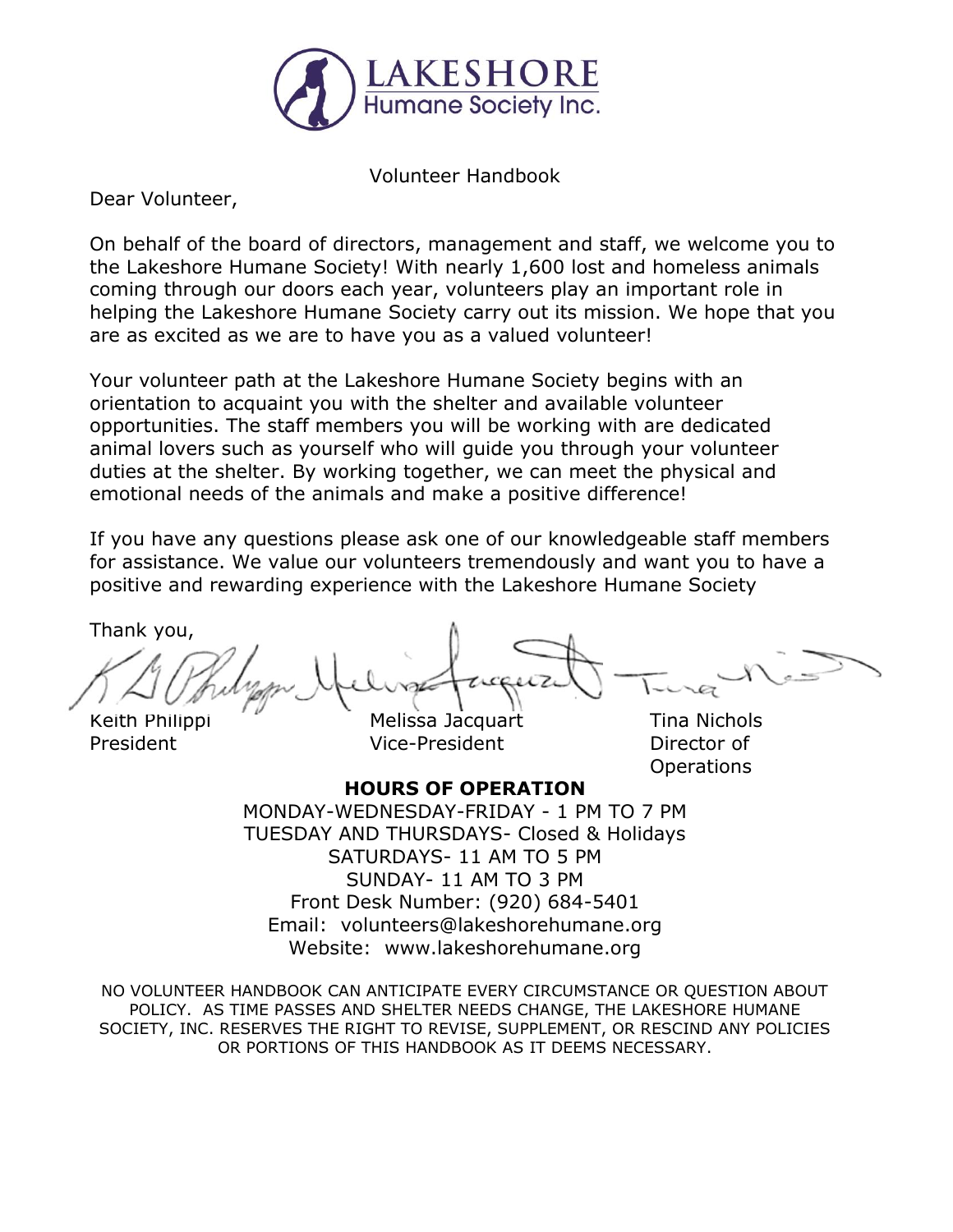**LAKESHORE**
Humane Society Inc.

# Volunteer Handbook

Dear Volunteer,

On behalf of the board of directors, management and staff, we welcome you to the Lakeshore Humane Society! With nearly 1,600 lost and homeless animals coming through our doors each year, volunteers play an important role in helping the Lakeshore Humane Society carry out its mission. We hope that you are as excited as we are to have you as a valued volunteer!

Your volunteer path at the Lakeshore Humane Society begins with an orientation to acquaint you with the shelter and available volunteer opportunities. The staff members you will be working with are dedicated animal lovers such as yourself who will guide you through your volunteer duties at the shelter. By working together, we can meet the physical and emotional needs of the animals and make a positive difference!

If you have any questions please ask one of our knowledgeable staff members for assistance. We value our volunteers tremendously and want you to have a positive and rewarding experience with the Lakeshore Humane Society

Thank you,

Keith Philippi
President

Melissa Jacquart
Vice-President

Tina Nichols
Director of Operations

**HOURS OF OPERATION**

MONDAY-WEDNESDAY-FRIDAY - 1 PM TO 7 PM
TUESDAY AND THURSDAYS- Closed & Holidays
SATURDAYS- 11 AM TO 5 PM
SUNDAY- 11 AM TO 3 PM
Front Desk Number: (920) 684-5401
Email: volunteers@lakeshorehumane.org
Website: www.lakeshorehumane.org

NO VOLUNTEER HANDBOOK CAN ANTICIPATE EVERY CIRCUMSTANCE OR QUESTION ABOUT POLICY. AS TIME PASSES AND SHELTER NEEDS CHANGE, THE LAKESHORE HUMANE SOCIETY, INC. RESERVES THE RIGHT TO REVISE, SUPPLEMENT, OR RESCIND ANY POLICIES OR PORTIONS OF THIS HANDBOOK AS IT DEEMS NECESSARY.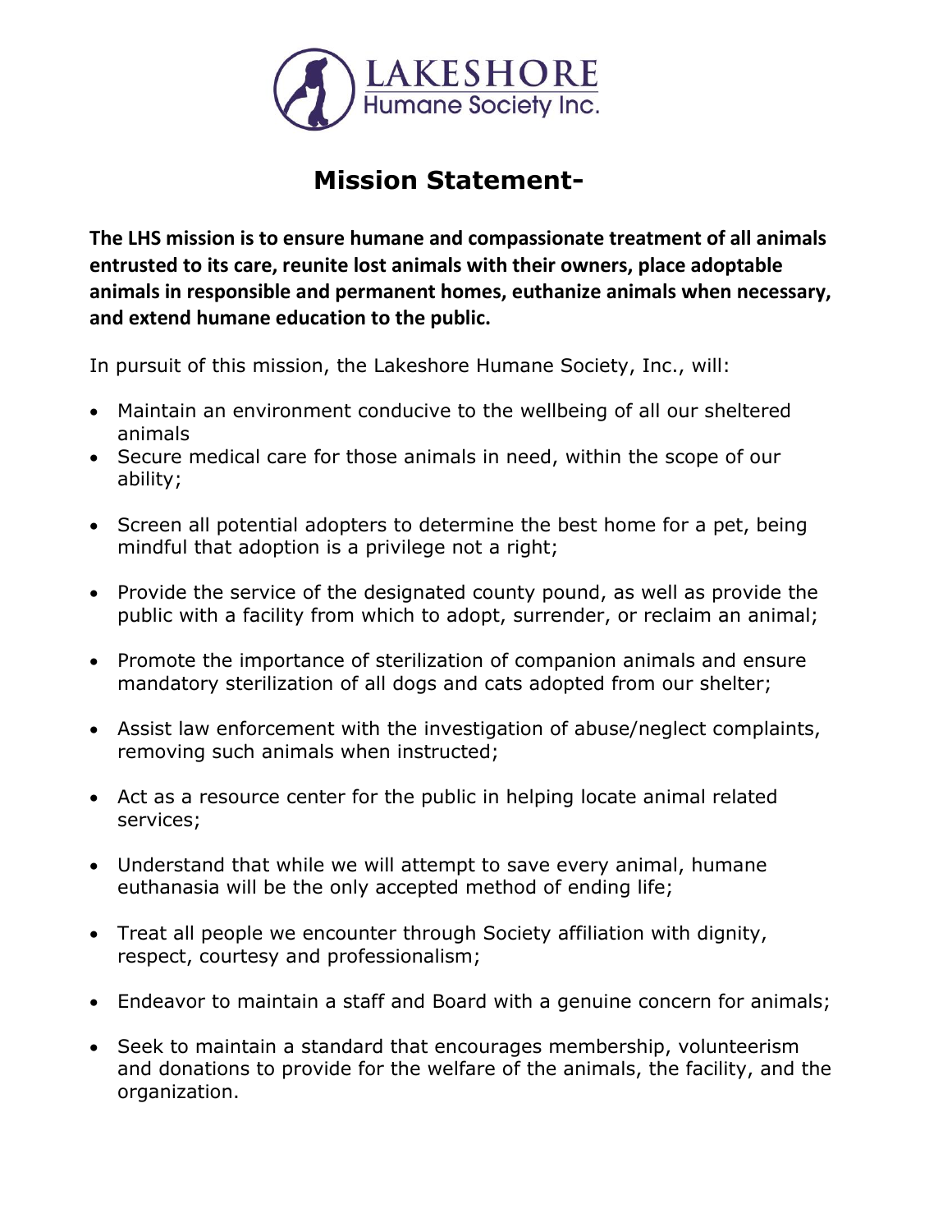LAKESHORE
Humane Society Inc.

# Mission Statement-

**The LHS mission is to ensure humane and compassionate treatment of all animals entrusted to its care, reunite lost animals with their owners, place adoptable animals in responsible and permanent homes, euthanize animals when necessary, and extend humane education to the public.**

In pursuit of this mission, the Lakeshore Humane Society, Inc., will:

- Maintain an environment conducive to the wellbeing of all our sheltered animals
- Secure medical care for those animals in need, within the scope of our ability;
- Screen all potential adopters to determine the best home for a pet, being mindful that adoption is a privilege not a right;
- Provide the service of the designated county pound, as well as provide the public with a facility from which to adopt, surrender, or reclaim an animal;
- Promote the importance of sterilization of companion animals and ensure mandatory sterilization of all dogs and cats adopted from our shelter;
- Assist law enforcement with the investigation of abuse/neglect complaints, removing such animals when instructed;
- Act as a resource center for the public in helping locate animal related services;
- Understand that while we will attempt to save every animal, humane euthanasia will be the only accepted method of ending life;
- Treat all people we encounter through Society affiliation with dignity, respect, courtesy and professionalism;
- Endeavor to maintain a staff and Board with a genuine concern for animals;
- Seek to maintain a standard that encourages membership, volunteerism and donations to provide for the welfare of the animals, the facility, and the organization.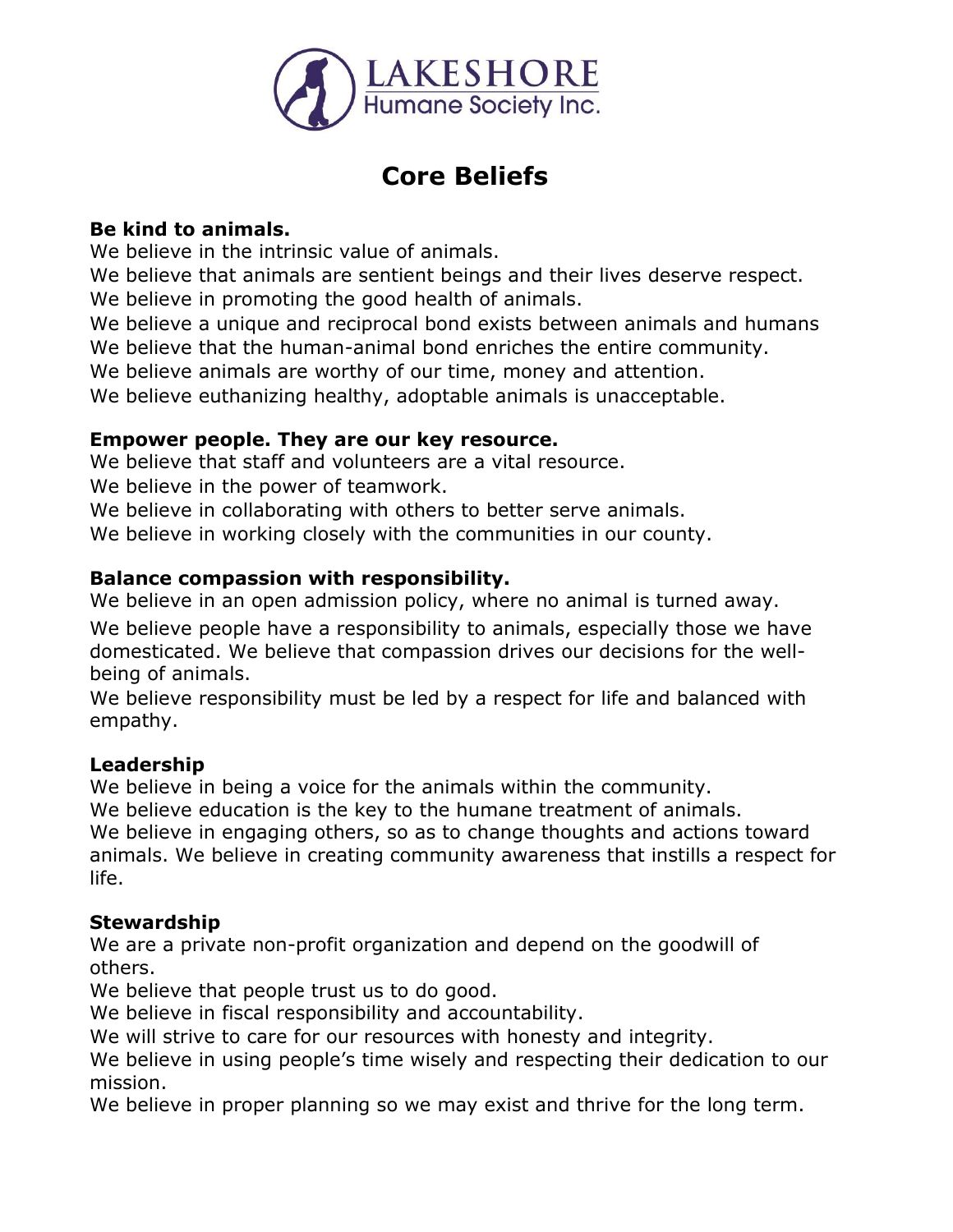LAKESHORE
Humane Society Inc.

# Core Beliefs

**Be kind to animals.**
We believe in the intrinsic value of animals.
We believe that animals are sentient beings and their lives deserve respect.
We believe in promoting the good health of animals.
We believe a unique and reciprocal bond exists between animals and humans
We believe that the human-animal bond enriches the entire community.
We believe animals are worthy of our time, money and attention.
We believe euthanizing healthy, adoptable animals is unacceptable.

**Empower people. They are our key resource.**
We believe that staff and volunteers are a vital resource.
We believe in the power of teamwork.
We believe in collaborating with others to better serve animals.
We believe in working closely with the communities in our county.

**Balance compassion with responsibility.**
We believe in an open admission policy, where no animal is turned away.
We believe people have a responsibility to animals, especially those we have domesticated. We believe that compassion drives our decisions for the well-being of animals.
We believe responsibility must be led by a respect for life and balanced with empathy.

**Leadership**
We believe in being a voice for the animals within the community.
We believe education is the key to the humane treatment of animals.
We believe in engaging others, so as to change thoughts and actions toward animals. We believe in creating community awareness that instills a respect for life.

**Stewardship**
We are a private non-profit organization and depend on the goodwill of others.
We believe that people trust us to do good.
We believe in fiscal responsibility and accountability.
We will strive to care for our resources with honesty and integrity.
We believe in using people's time wisely and respecting their dedication to our mission.
We believe in proper planning so we may exist and thrive for the long term.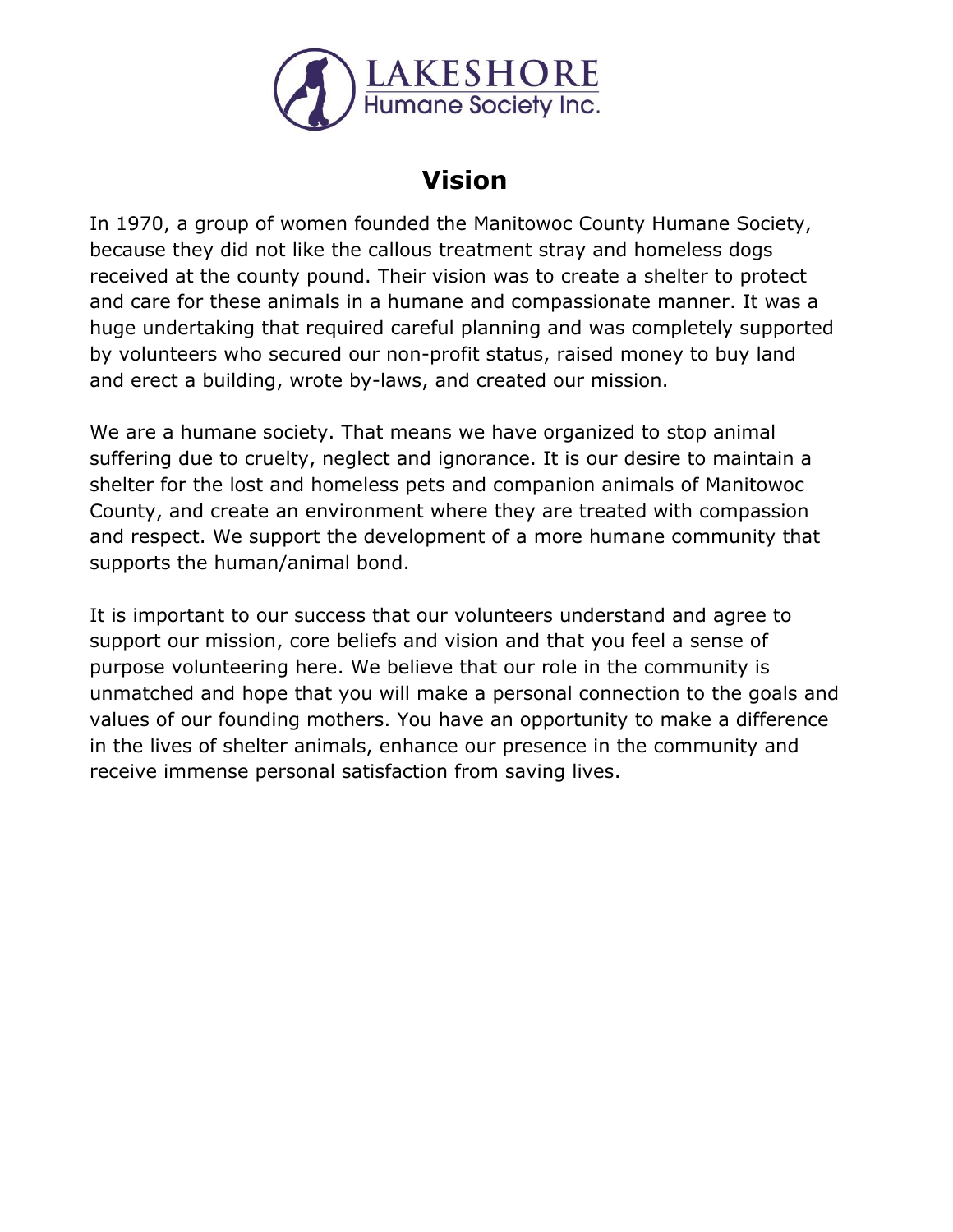# Vision

In 1970, a group of women founded the Manitowoc County Humane Society, because they did not like the callous treatment stray and homeless dogs received at the county pound. Their vision was to create a shelter to protect and care for these animals in a humane and compassionate manner. It was a huge undertaking that required careful planning and was completely supported by volunteers who secured our non-profit status, raised money to buy land and erect a building, wrote by-laws, and created our mission.

We are a humane society. That means we have organized to stop animal suffering due to cruelty, neglect and ignorance. It is our desire to maintain a shelter for the lost and homeless pets and companion animals of Manitowoc County, and create an environment where they are treated with compassion and respect. We support the development of a more humane community that supports the human/animal bond.

It is important to our success that our volunteers understand and agree to support our mission, core beliefs and vision and that you feel a sense of purpose volunteering here. We believe that our role in the community is unmatched and hope that you will make a personal connection to the goals and values of our founding mothers. You have an opportunity to make a difference in the lives of shelter animals, enhance our presence in the community and receive immense personal satisfaction from saving lives.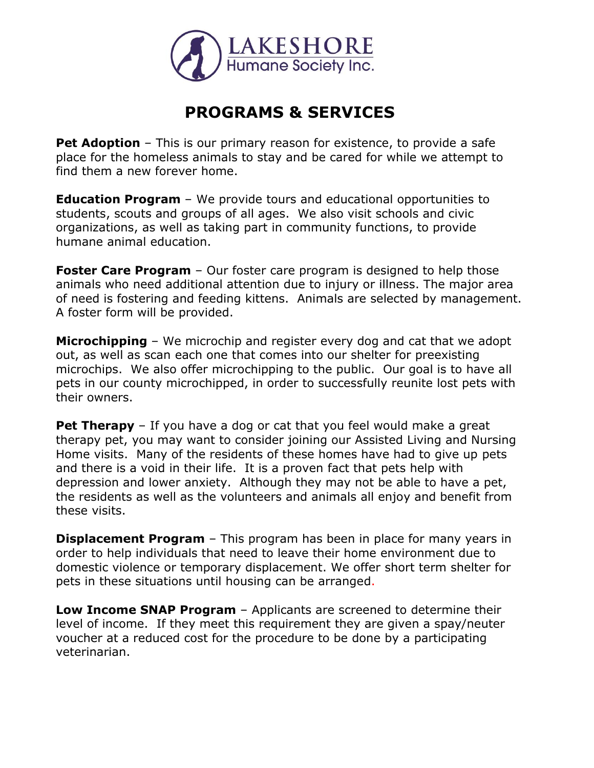LAKESHORE
Humane Society Inc.

# PROGRAMS & SERVICES

**Pet Adoption** – This is our primary reason for existence, to provide a safe place for the homeless animals to stay and be cared for while we attempt to find them a new forever home.

**Education Program** – We provide tours and educational opportunities to students, scouts and groups of all ages. We also visit schools and civic organizations, as well as taking part in community functions, to provide humane animal education.

**Foster Care Program** – Our foster care program is designed to help those animals who need additional attention due to injury or illness. The major area of need is fostering and feeding kittens. Animals are selected by management. A foster form will be provided.

**Microchipping** – We microchip and register every dog and cat that we adopt out, as well as scan each one that comes into our shelter for preexisting microchips. We also offer microchipping to the public. Our goal is to have all pets in our county microchipped, in order to successfully reunite lost pets with their owners.

**Pet Therapy** – If you have a dog or cat that you feel would make a great therapy pet, you may want to consider joining our Assisted Living and Nursing Home visits. Many of the residents of these homes have had to give up pets and there is a void in their life. It is a proven fact that pets help with depression and lower anxiety. Although they may not be able to have a pet, the residents as well as the volunteers and animals all enjoy and benefit from these visits.

**Displacement Program** – This program has been in place for many years in order to help individuals that need to leave their home environment due to domestic violence or temporary displacement. We offer short term shelter for pets in these situations until housing can be arranged.

**Low Income SNAP Program** – Applicants are screened to determine their level of income. If they meet this requirement they are given a spay/neuter voucher at a reduced cost for the procedure to be done by a participating veterinarian.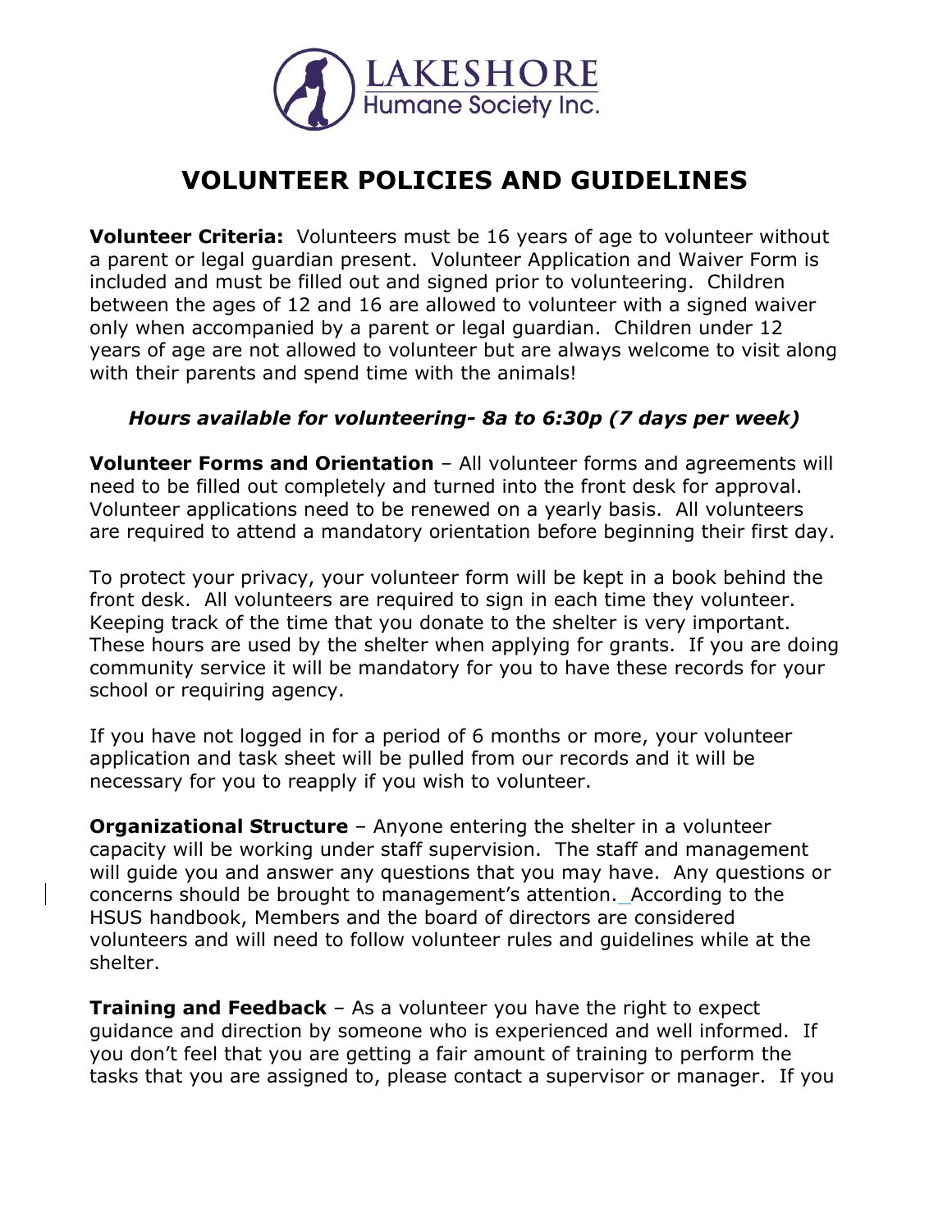LAKESHORE
Humane Society Inc.

# VOLUNTEER POLICIES AND GUIDELINES

**Volunteer Criteria:** Volunteers must be 16 years of age to volunteer without a parent or legal guardian present. Volunteer Application and Waiver Form is included and must be filled out and signed prior to volunteering. Children between the ages of 12 and 16 are allowed to volunteer with a signed waiver only when accompanied by a parent or legal guardian. Children under 12 years of age are not allowed to volunteer but are always welcome to visit along with their parents and spend time with the animals!

***Hours available for volunteering- 8a to 6:30p (7 days per week)***

**Volunteer Forms and Orientation** – All volunteer forms and agreements will need to be filled out completely and turned into the front desk for approval. Volunteer applications need to be renewed on a yearly basis. All volunteers are required to attend a mandatory orientation before beginning their first day.

To protect your privacy, your volunteer form will be kept in a book behind the front desk. All volunteers are required to sign in each time they volunteer. Keeping track of the time that you donate to the shelter is very important. These hours are used by the shelter when applying for grants. If you are doing community service it will be mandatory for you to have these records for your school or requiring agency.

If you have not logged in for a period of 6 months or more, your volunteer application and task sheet will be pulled from our records and it will be necessary for you to reapply if you wish to volunteer.

**Organizational Structure** – Anyone entering the shelter in a volunteer capacity will be working under staff supervision. The staff and management will guide you and answer any questions that you may have. Any questions or concerns should be brought to management's attention. According to the HSUS handbook, Members and the board of directors are considered volunteers and will need to follow volunteer rules and guidelines while at the shelter.

**Training and Feedback** – As a volunteer you have the right to expect guidance and direction by someone who is experienced and well informed. If you don't feel that you are getting a fair amount of training to perform the tasks that you are assigned to, please contact a supervisor or manager. If you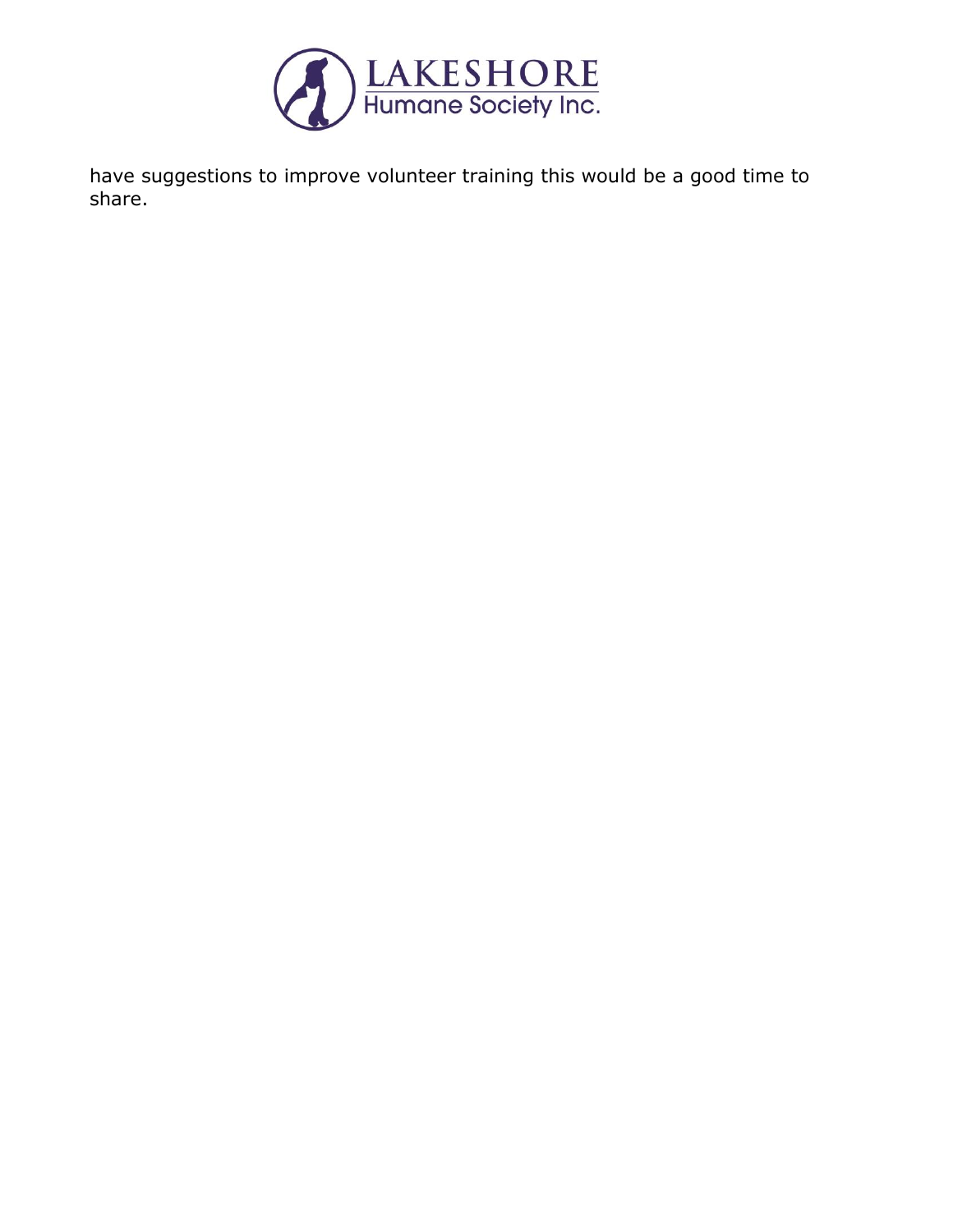have suggestions to improve volunteer training this would be a good time to share.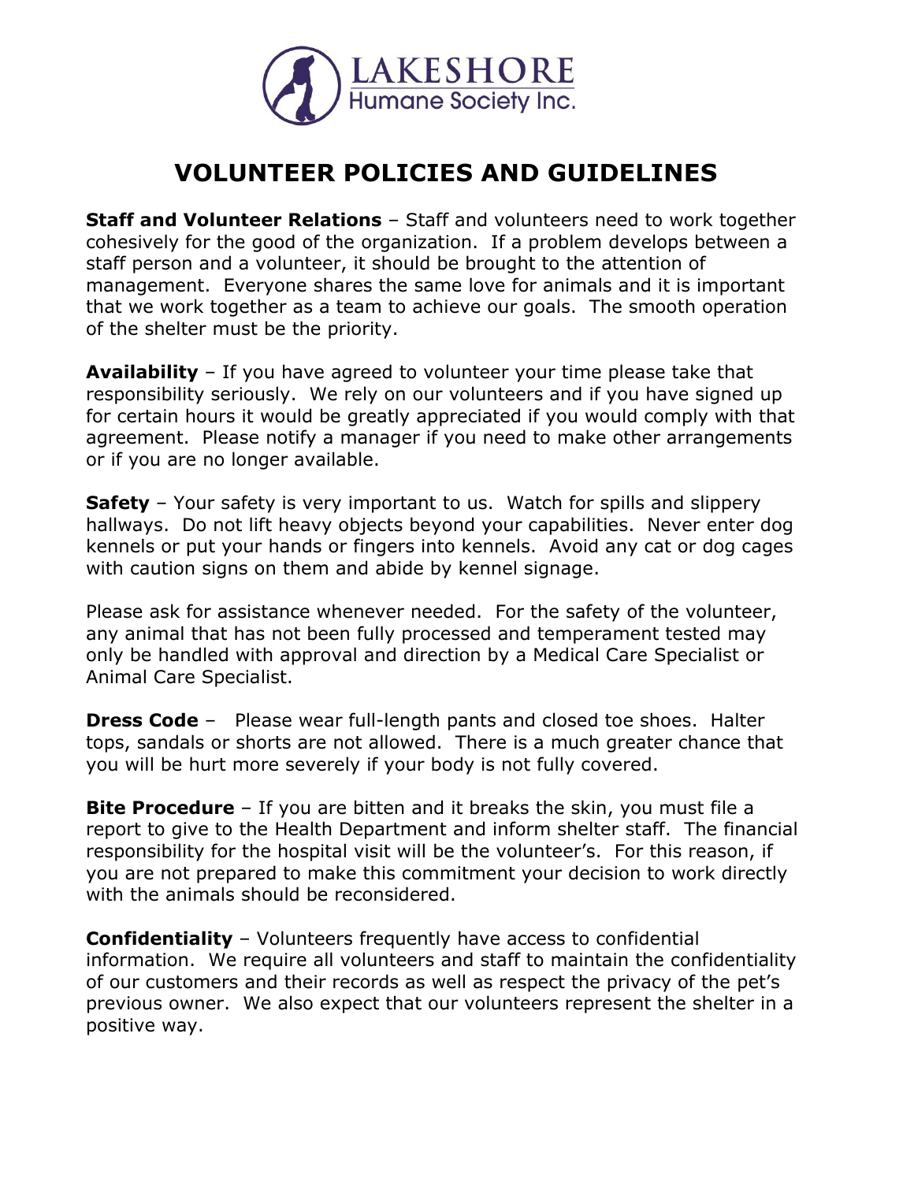LAKESHORE
Humane Society Inc.

# VOLUNTEER POLICIES AND GUIDELINES

**Staff and Volunteer Relations** – Staff and volunteers need to work together cohesively for the good of the organization. If a problem develops between a staff person and a volunteer, it should be brought to the attention of management. Everyone shares the same love for animals and it is important that we work together as a team to achieve our goals. The smooth operation of the shelter must be the priority.

**Availability** – If you have agreed to volunteer your time please take that responsibility seriously. We rely on our volunteers and if you have signed up for certain hours it would be greatly appreciated if you would comply with that agreement. Please notify a manager if you need to make other arrangements or if you are no longer available.

**Safety** – Your safety is very important to us. Watch for spills and slippery hallways. Do not lift heavy objects beyond your capabilities. Never enter dog kennels or put your hands or fingers into kennels. Avoid any cat or dog cages with caution signs on them and abide by kennel signage.

Please ask for assistance whenever needed. For the safety of the volunteer, any animal that has not been fully processed and temperament tested may only be handled with approval and direction by a Medical Care Specialist or Animal Care Specialist.

**Dress Code** – Please wear full-length pants and closed toe shoes. Halter tops, sandals or shorts are not allowed. There is a much greater chance that you will be hurt more severely if your body is not fully covered.

**Bite Procedure** – If you are bitten and it breaks the skin, you must file a report to give to the Health Department and inform shelter staff. The financial responsibility for the hospital visit will be the volunteer's. For this reason, if you are not prepared to make this commitment your decision to work directly with the animals should be reconsidered.

**Confidentiality** – Volunteers frequently have access to confidential information. We require all volunteers and staff to maintain the confidentiality of our customers and their records as well as respect the privacy of the pet's previous owner. We also expect that our volunteers represent the shelter in a positive way.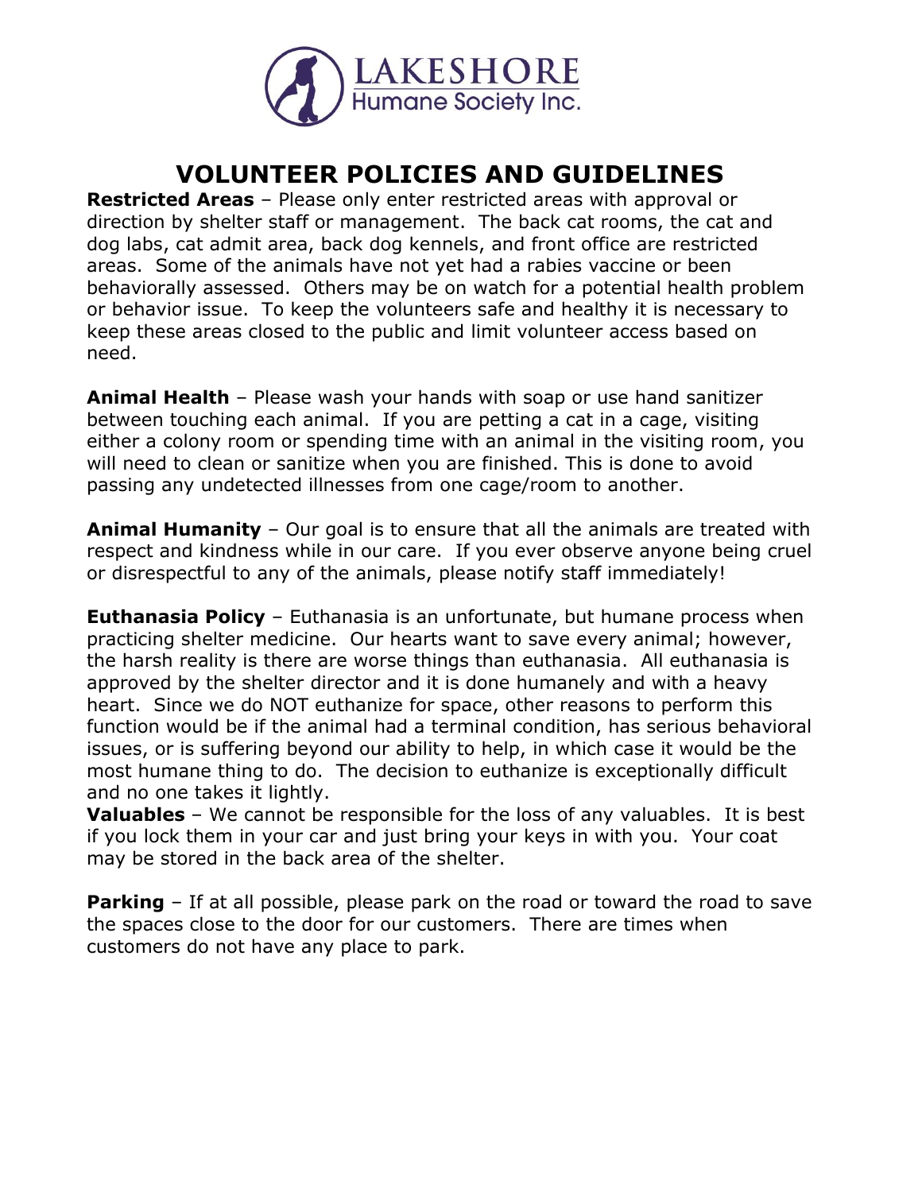LAKESHORE Humane Society Inc.

# VOLUNTEER POLICIES AND GUIDELINES

**Restricted Areas** – Please only enter restricted areas with approval or direction by shelter staff or management. The back cat rooms, the cat and dog labs, cat admit area, back dog kennels, and front office are restricted areas. Some of the animals have not yet had a rabies vaccine or been behaviorally assessed. Others may be on watch for a potential health problem or behavior issue. To keep the volunteers safe and healthy it is necessary to keep these areas closed to the public and limit volunteer access based on need.

**Animal Health** – Please wash your hands with soap or use hand sanitizer between touching each animal. If you are petting a cat in a cage, visiting either a colony room or spending time with an animal in the visiting room, you will need to clean or sanitize when you are finished. This is done to avoid passing any undetected illnesses from one cage/room to another.

**Animal Humanity** – Our goal is to ensure that all the animals are treated with respect and kindness while in our care. If you ever observe anyone being cruel or disrespectful to any of the animals, please notify staff immediately!

**Euthanasia Policy** – Euthanasia is an unfortunate, but humane process when practicing shelter medicine. Our hearts want to save every animal; however, the harsh reality is there are worse things than euthanasia. All euthanasia is approved by the shelter director and it is done humanely and with a heavy heart. Since we do NOT euthanize for space, other reasons to perform this function would be if the animal had a terminal condition, has serious behavioral issues, or is suffering beyond our ability to help, in which case it would be the most humane thing to do. The decision to euthanize is exceptionally difficult and no one takes it lightly.

**Valuables** – We cannot be responsible for the loss of any valuables. It is best if you lock them in your car and just bring your keys in with you. Your coat may be stored in the back area of the shelter.

**Parking** – If at all possible, please park on the road or toward the road to save the spaces close to the door for our customers. There are times when customers do not have any place to park.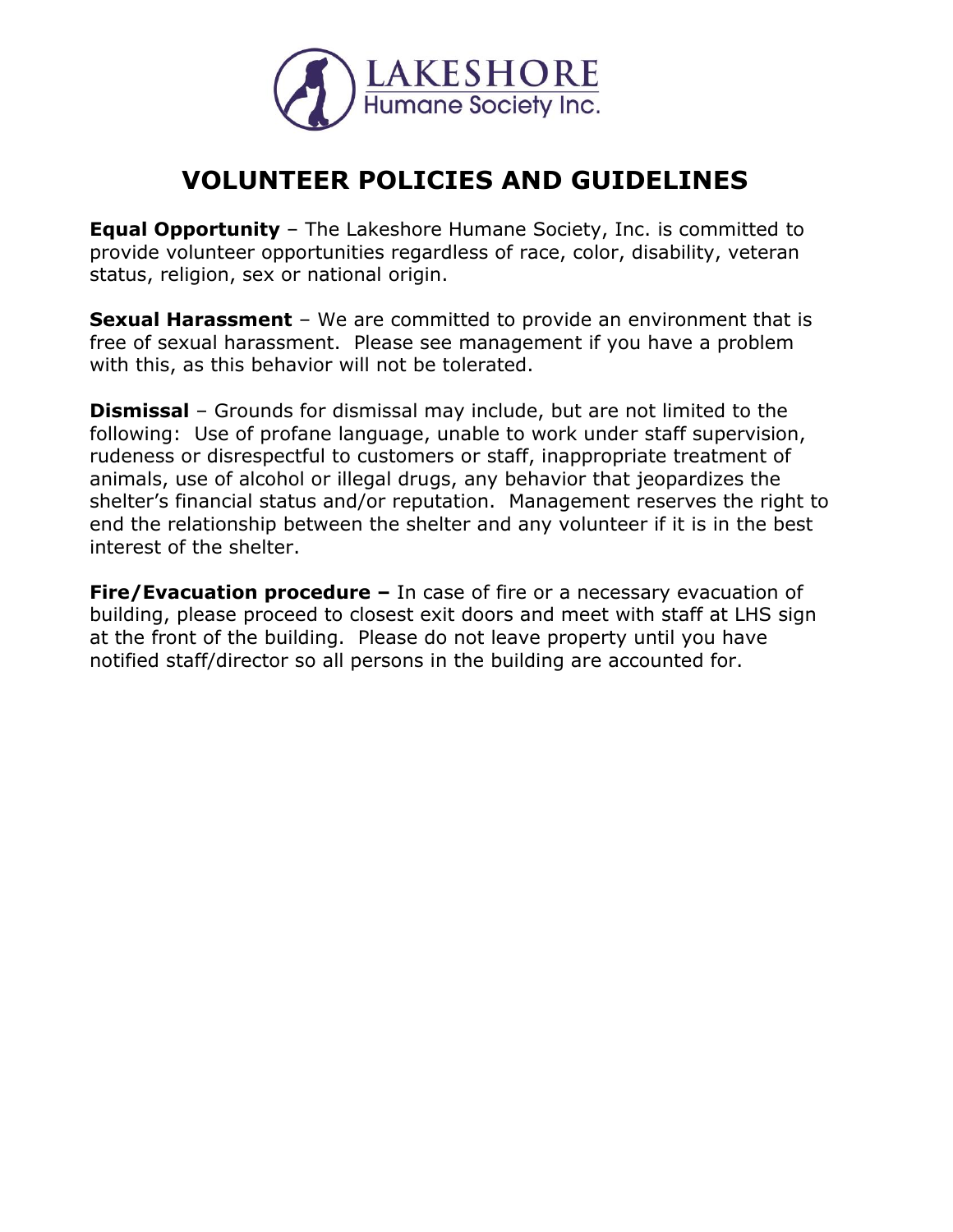LAKESHORE
Humane Society Inc.

# VOLUNTEER POLICIES AND GUIDELINES

**Equal Opportunity** – The Lakeshore Humane Society, Inc. is committed to provide volunteer opportunities regardless of race, color, disability, veteran status, religion, sex or national origin.

**Sexual Harassment** – We are committed to provide an environment that is free of sexual harassment. Please see management if you have a problem with this, as this behavior will not be tolerated.

**Dismissal** – Grounds for dismissal may include, but are not limited to the following: Use of profane language, unable to work under staff supervision, rudeness or disrespectful to customers or staff, inappropriate treatment of animals, use of alcohol or illegal drugs, any behavior that jeopardizes the shelter's financial status and/or reputation. Management reserves the right to end the relationship between the shelter and any volunteer if it is in the best interest of the shelter.

**Fire/Evacuation procedure –** In case of fire or a necessary evacuation of building, please proceed to closest exit doors and meet with staff at LHS sign at the front of the building. Please do not leave property until you have notified staff/director so all persons in the building are accounted for.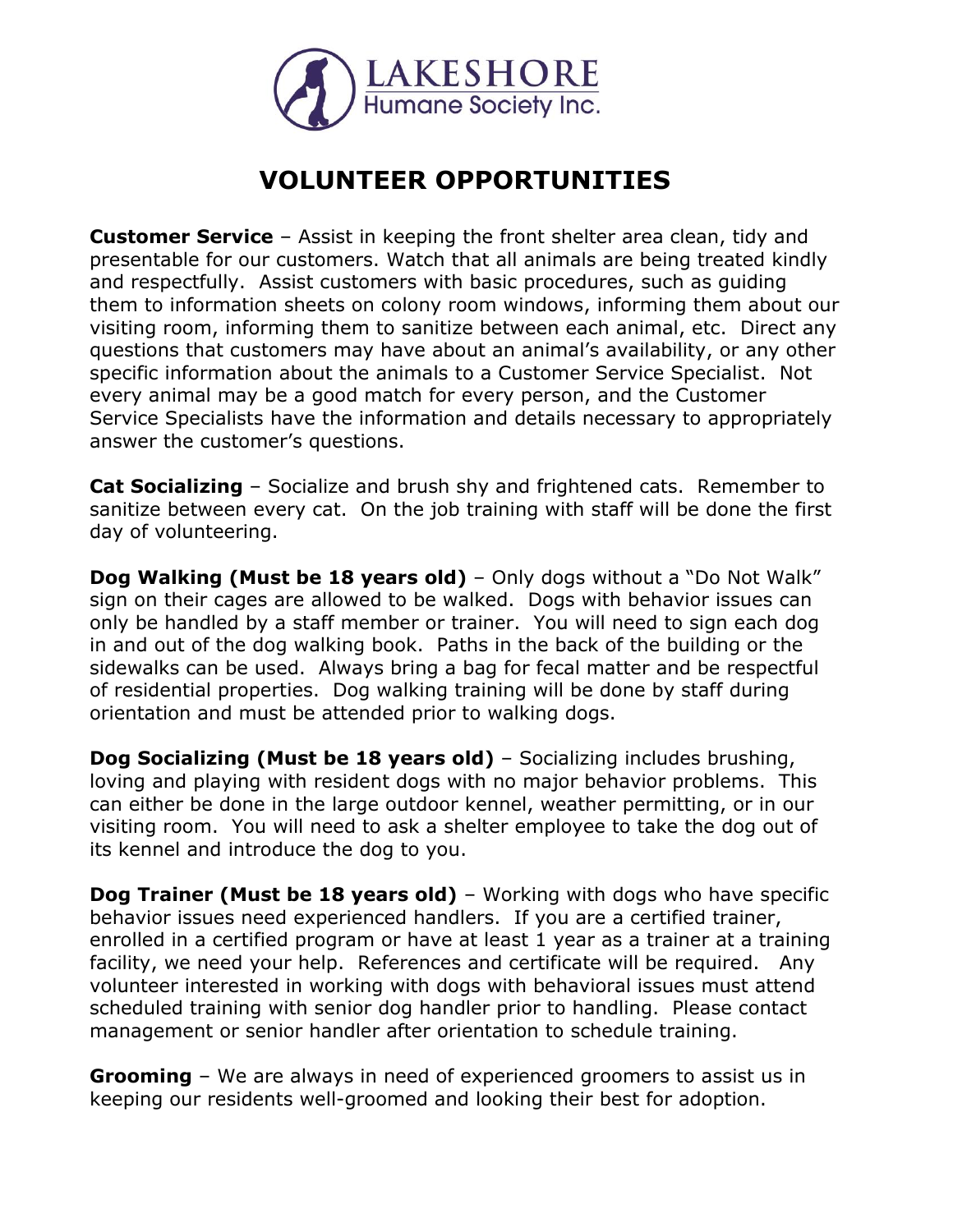LAKESHORE
Humane Society Inc.

# VOLUNTEER OPPORTUNITIES

**Customer Service** – Assist in keeping the front shelter area clean, tidy and presentable for our customers. Watch that all animals are being treated kindly and respectfully. Assist customers with basic procedures, such as guiding them to information sheets on colony room windows, informing them about our visiting room, informing them to sanitize between each animal, etc. Direct any questions that customers may have about an animal's availability, or any other specific information about the animals to a Customer Service Specialist. Not every animal may be a good match for every person, and the Customer Service Specialists have the information and details necessary to appropriately answer the customer's questions.

**Cat Socializing** – Socialize and brush shy and frightened cats. Remember to sanitize between every cat. On the job training with staff will be done the first day of volunteering.

**Dog Walking (Must be 18 years old)** – Only dogs without a "Do Not Walk" sign on their cages are allowed to be walked. Dogs with behavior issues can only be handled by a staff member or trainer. You will need to sign each dog in and out of the dog walking book. Paths in the back of the building or the sidewalks can be used. Always bring a bag for fecal matter and be respectful of residential properties. Dog walking training will be done by staff during orientation and must be attended prior to walking dogs.

**Dog Socializing (Must be 18 years old)** – Socializing includes brushing, loving and playing with resident dogs with no major behavior problems. This can either be done in the large outdoor kennel, weather permitting, or in our visiting room. You will need to ask a shelter employee to take the dog out of its kennel and introduce the dog to you.

**Dog Trainer (Must be 18 years old)** – Working with dogs who have specific behavior issues need experienced handlers. If you are a certified trainer, enrolled in a certified program or have at least 1 year as a trainer at a training facility, we need your help. References and certificate will be required. Any volunteer interested in working with dogs with behavioral issues must attend scheduled training with senior dog handler prior to handling. Please contact management or senior handler after orientation to schedule training.

**Grooming** – We are always in need of experienced groomers to assist us in keeping our residents well-groomed and looking their best for adoption.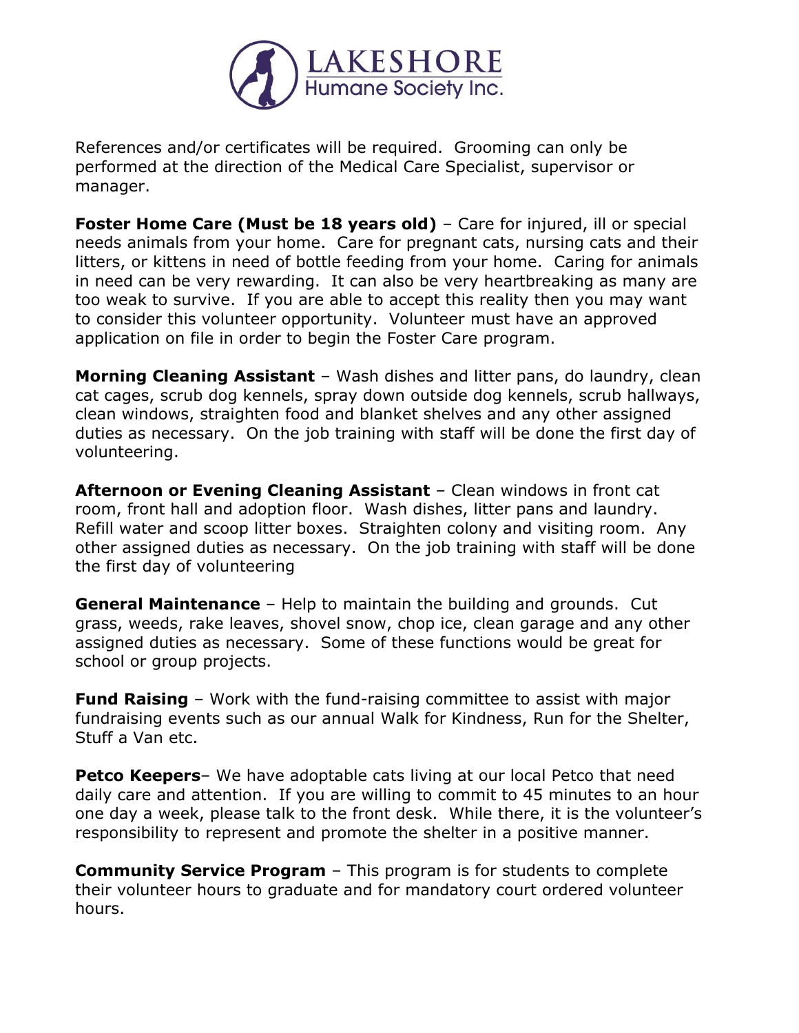References and/or certificates will be required. Grooming can only be performed at the direction of the Medical Care Specialist, supervisor or manager.

**Foster Home Care (Must be 18 years old)** – Care for injured, ill or special needs animals from your home. Care for pregnant cats, nursing cats and their litters, or kittens in need of bottle feeding from your home. Caring for animals in need can be very rewarding. It can also be very heartbreaking as many are too weak to survive. If you are able to accept this reality then you may want to consider this volunteer opportunity. Volunteer must have an approved application on file in order to begin the Foster Care program.

**Morning Cleaning Assistant** – Wash dishes and litter pans, do laundry, clean cat cages, scrub dog kennels, spray down outside dog kennels, scrub hallways, clean windows, straighten food and blanket shelves and any other assigned duties as necessary. On the job training with staff will be done the first day of volunteering.

**Afternoon or Evening Cleaning Assistant** – Clean windows in front cat room, front hall and adoption floor. Wash dishes, litter pans and laundry. Refill water and scoop litter boxes. Straighten colony and visiting room. Any other assigned duties as necessary. On the job training with staff will be done the first day of volunteering

**General Maintenance** – Help to maintain the building and grounds. Cut grass, weeds, rake leaves, shovel snow, chop ice, clean garage and any other assigned duties as necessary. Some of these functions would be great for school or group projects.

**Fund Raising** – Work with the fund-raising committee to assist with major fundraising events such as our annual Walk for Kindness, Run for the Shelter, Stuff a Van etc.

**Petco Keepers**– We have adoptable cats living at our local Petco that need daily care and attention. If you are willing to commit to 45 minutes to an hour one day a week, please talk to the front desk. While there, it is the volunteer's responsibility to represent and promote the shelter in a positive manner.

**Community Service Program** – This program is for students to complete their volunteer hours to graduate and for mandatory court ordered volunteer hours.